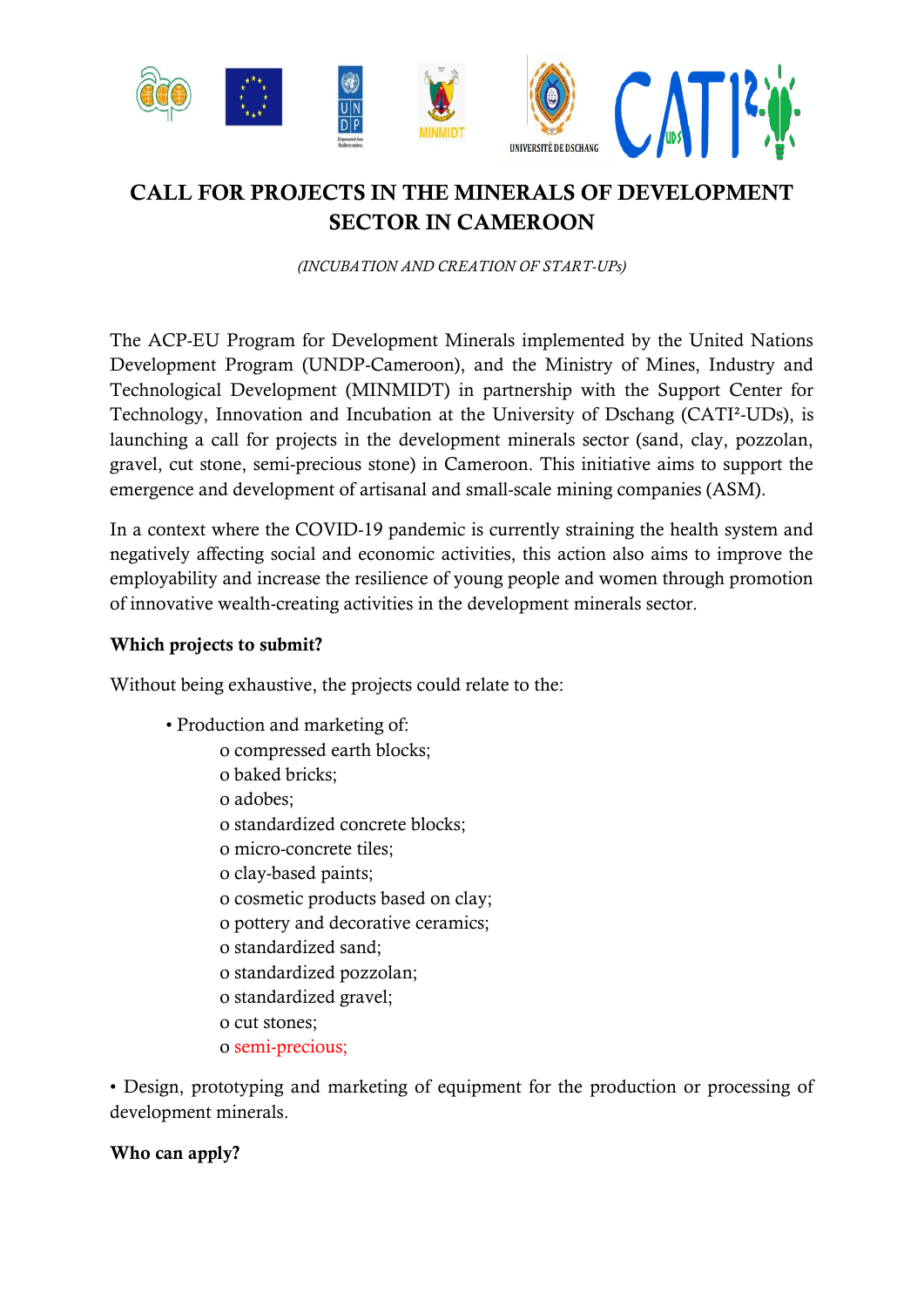# CALL FOR PROJECTS IN THE MINERALS OF DEVELOPMENT SECTOR IN CAMEROON

*(INCUBATION AND CREATION OF START-UPs)*

The ACP-EU Program for Development Minerals implemented by the United Nations Development Program (UNDP-Cameroon), and the Ministry of Mines, Industry and Technological Development (MINMIDT) in partnership with the Support Center for Technology, Innovation and Incubation at the University of Dschang (CATI²-UDs), is launching a call for projects in the development minerals sector (sand, clay, pozzolan, gravel, cut stone, semi-precious stone) in Cameroon. This initiative aims to support the emergence and development of artisanal and small-scale mining companies (ASM).

In a context where the COVID-19 pandemic is currently straining the health system and negatively affecting social and economic activities, this action also aims to improve the employability and increase the resilience of young people and women through promotion of innovative wealth-creating activities in the development minerals sector.

**Which projects to submit?**

Without being exhaustive, the projects could relate to the:

- Production and marketing of:
  - compressed earth blocks;
  - baked bricks;
  - adobes;
  - standardized concrete blocks;
  - micro-concrete tiles;
  - clay-based paints;
  - cosmetic products based on clay;
  - pottery and decorative ceramics;
  - standardized sand;
  - standardized pozzolan;
  - standardized gravel;
  - cut stones;
  - semi-precious;

- Design, prototyping and marketing of equipment for the production or processing of development minerals.

**Who can apply?**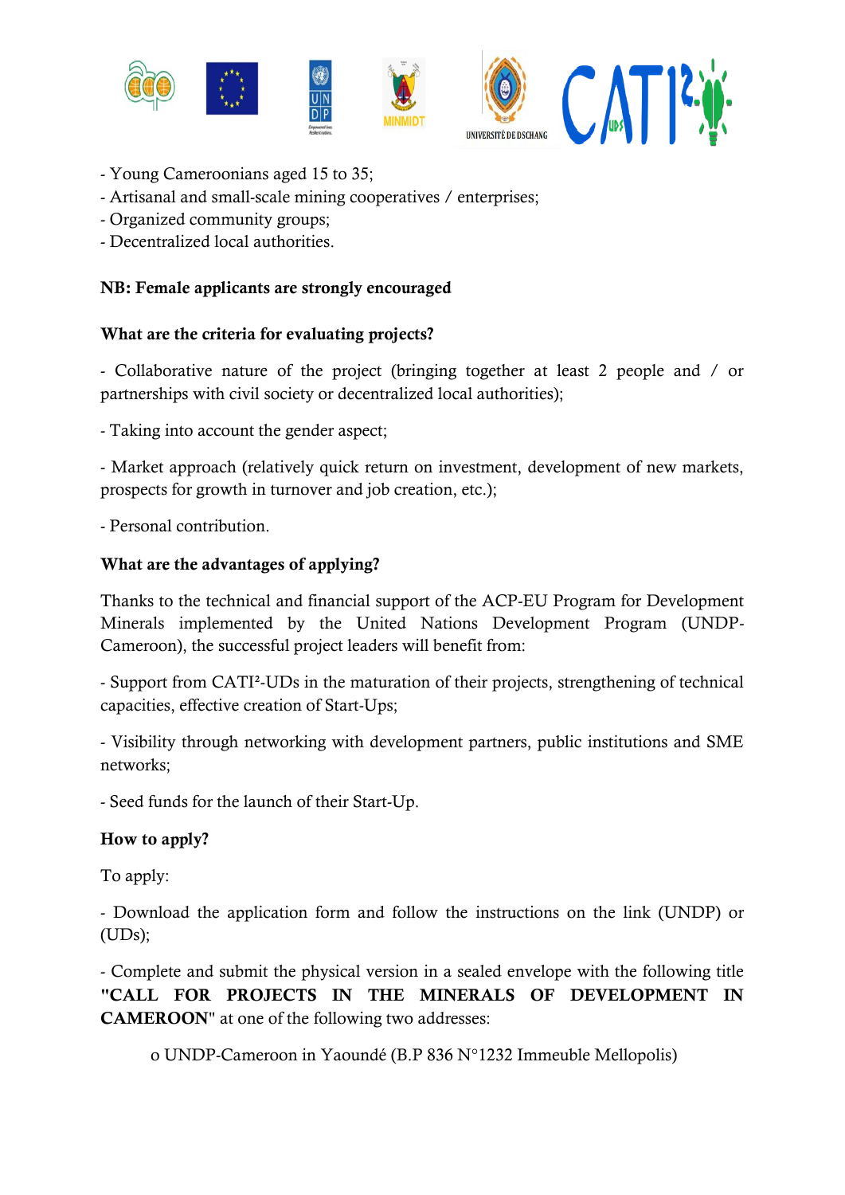- Young Cameroonians aged 15 to 35;
- Artisanal and small-scale mining cooperatives / enterprises;
- Organized community groups;
- Decentralized local authorities.

**NB: Female applicants are strongly encouraged**

**What are the criteria for evaluating projects?**

- Collaborative nature of the project (bringing together at least 2 people and / or partnerships with civil society or decentralized local authorities);

- Taking into account the gender aspect;

- Market approach (relatively quick return on investment, development of new markets, prospects for growth in turnover and job creation, etc.);

- Personal contribution.

**What are the advantages of applying?**

Thanks to the technical and financial support of the ACP-EU Program for Development Minerals implemented by the United Nations Development Program (UNDP-Cameroon), the successful project leaders will benefit from:

- Support from CATI²-UDs in the maturation of their projects, strengthening of technical capacities, effective creation of Start-Ups;

- Visibility through networking with development partners, public institutions and SME networks;

- Seed funds for the launch of their Start-Up.

**How to apply?**

To apply:

- Download the application form and follow the instructions on the link (UNDP) or (UDs);

- Complete and submit the physical version in a sealed envelope with the following title **"CALL FOR PROJECTS IN THE MINERALS OF DEVELOPMENT IN CAMEROON"** at one of the following two addresses:

  - UNDP-Cameroon in Yaoundé (B.P 836 N°1232 Immeuble Mellopolis)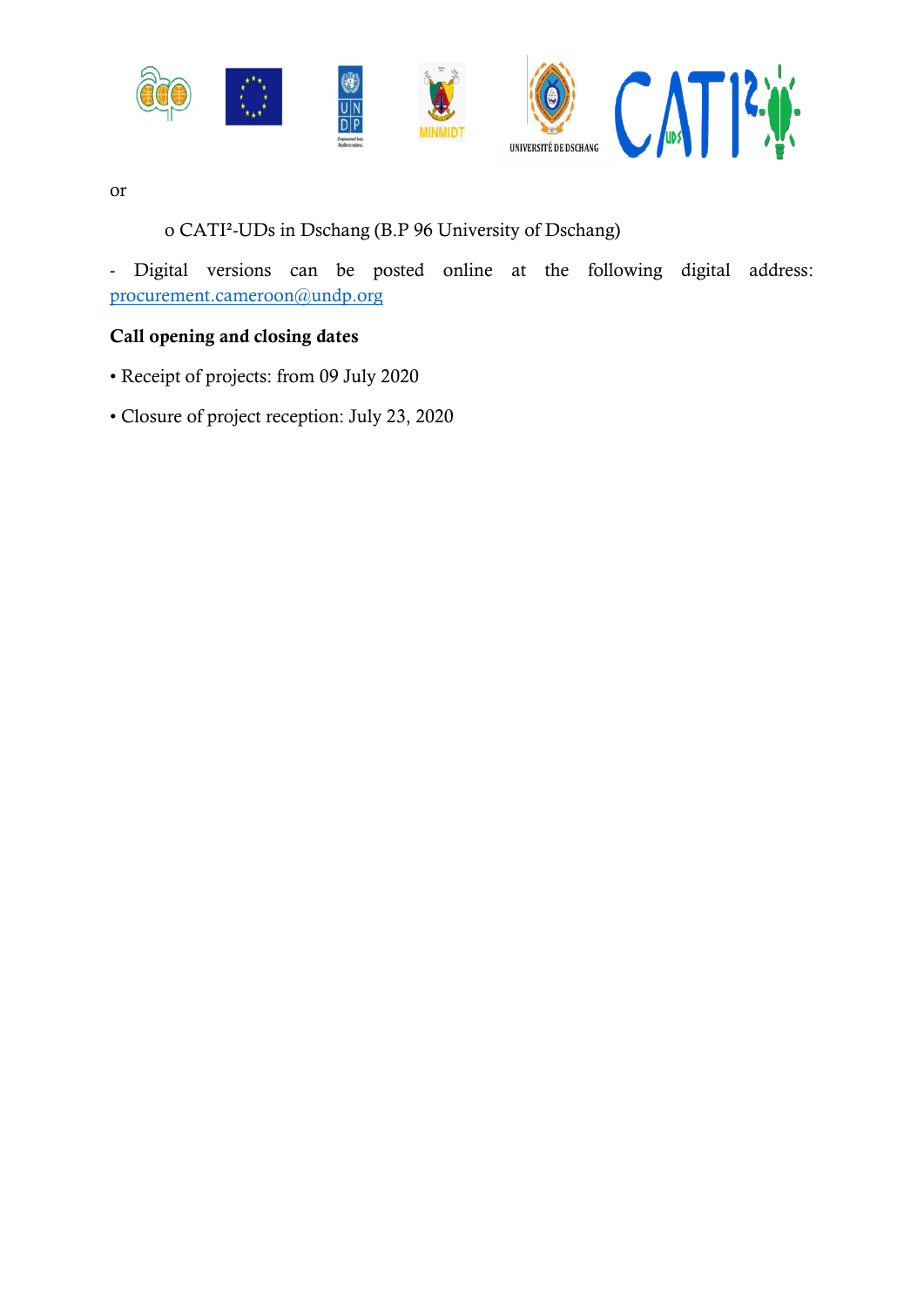or

o CATI²-UDs in Dschang (B.P 96 University of Dschang)

- Digital versions can be posted online at the following digital address: procurement.cameroon@undp.org

**Call opening and closing dates**

• Receipt of projects: from 09 July 2020

• Closure of project reception: July 23, 2020